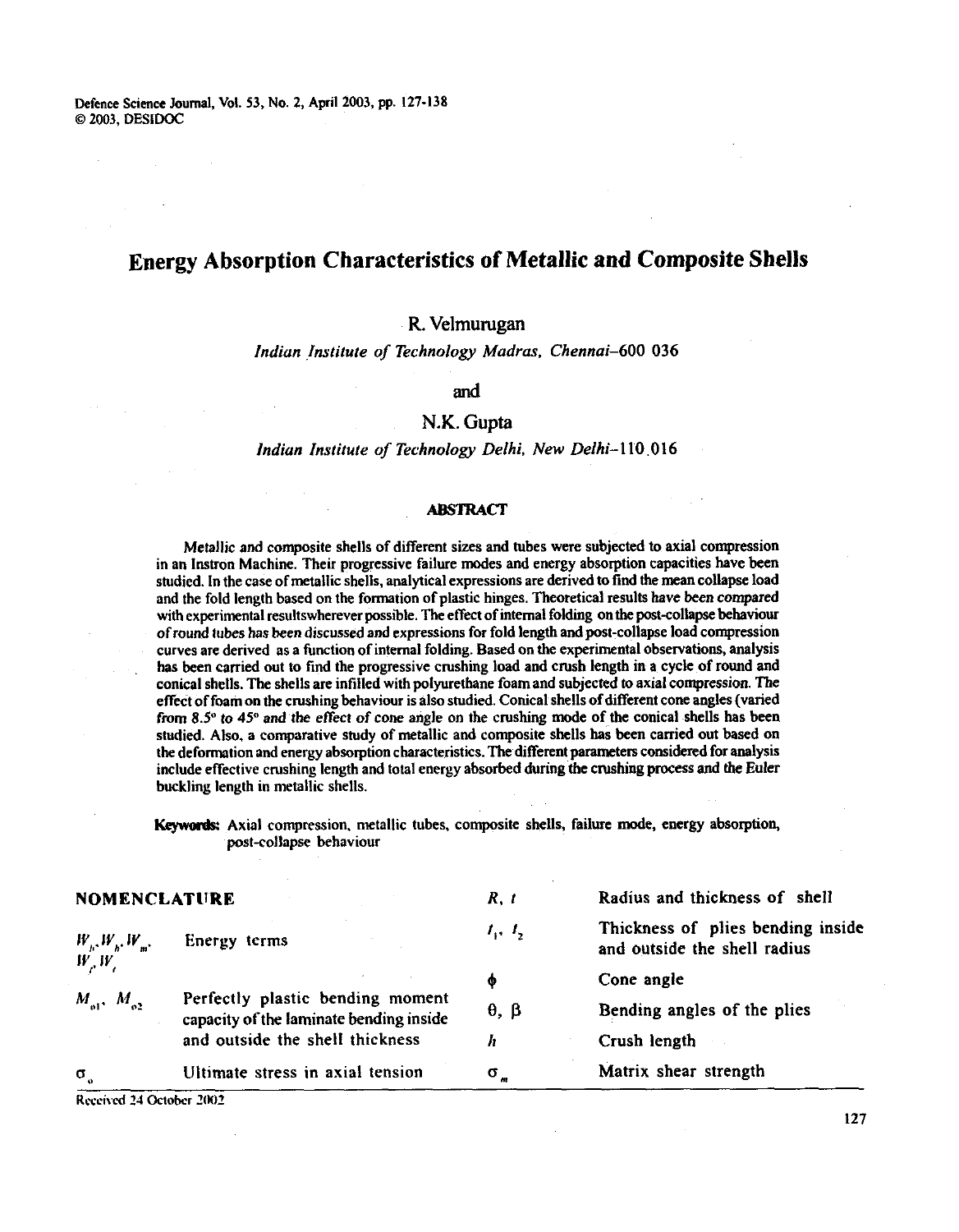# Energy Absorption Characteristics of Metallic and Composite Shells

R. Velmurugan

*Indian Institute of Technology Madras, Chennai–600 036*

and

N.K. Gupta

*Indian Institute of Technology Delhi, New Delhi–110 016*

## ABSTRACT

Metallic and composite shells of different sizes and tubes were subjected to axial compression in an Instron Machine. Their progressive failure modes and energy absorption capacities have been studied. In the case of metallic shells, analytical expressions are derived to find the mean collapse load and the fold length based on the formation of plastic hinges. Theoretical results have been compared with experimental resultswherever possible. The effect of internal folding on the post-collapse behaviour of round tubes has been discussed and expressions for fold length and post-collapse load compression curves are derived as a function of internal folding. Based on the experimental observations, analysis has been carried out to find the progressive crushing load and crush length in a cycle of round and conical shells. The shells are infilled with polyurethane foam and subjected to axial compression. The effect of foam on the crushing behaviour is also studied. Conical shells of different cone angles (varied from 8.5° to 45° and the effect of cone angle on the crushing mode of the conical shells has been studied. Also, a comparative study of metallic and composite shells has been carried out based on the deformation and energy absorption characteristics. The different parameters considered for analysis include effective crushing length and total energy absorbed during the crushing process and the Euler buckling length in metallic shells.

**Keywords:** Axial compression, metallic tubes, composite shells, failure mode, energy absorption, post-collapse behaviour

## NOMENCLATURE

| | |
|---|---|
| $W_h, W_b, W_m, W_f, W_t$ | Energy terms |
| $M_{o1}, M_{o2}$ | Perfectly plastic bending moment capacity of the laminate bending inside and outside the shell thickness |
| $\sigma_o$ | Ultimate stress in axial tension |
| $R, t$ | Radius and thickness of shell |
| $t_1, t_2$ | Thickness of plies bending inside and outside the shell radius |
| $\phi$ | Cone angle |
| $\theta, \beta$ | Bending angles of the plies |
| $h$ | Crush length |
| $\sigma_m$ | Matrix shear strength |

Received 24 October 2002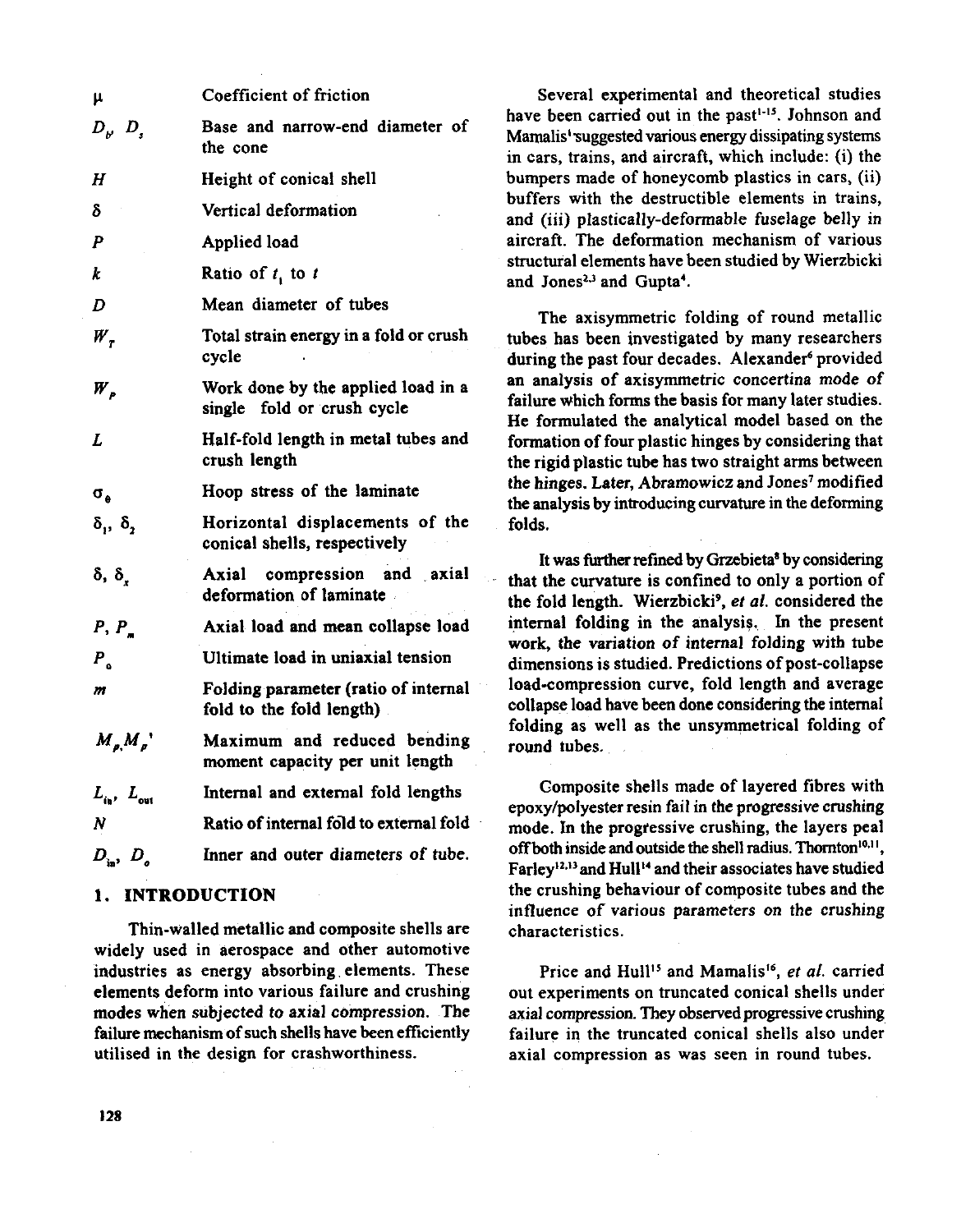| | |
|---|---|
| $\mu$ | Coefficient of friction |
| $D_b$, $D_s$ | Base and narrow-end diameter of the cone |
| $H$ | Height of conical shell |
| $\delta$ | Vertical deformation |
| $P$ | Applied load |
| $k$ | Ratio of $t_1$ to $t$ |
| $D$ | Mean diameter of tubes |
| $W_T$ | Total strain energy in a fold or crush cycle |
| $W_P$ | Work done by the applied load in a single fold or crush cycle |
| $L$ | Half-fold length in metal tubes and crush length |
| $\sigma_\theta$ | Hoop stress of the laminate |
| $\delta_1$, $\delta_2$ | Horizontal displacements of the conical shells, respectively |
| $\delta$, $\delta_x$ | Axial compression and axial deformation of laminate |
| $P$, $P_m$ | Axial load and mean collapse load |
| $P_o$ | Ultimate load in uniaxial tension |
| $m$ | Folding parameter (ratio of internal fold to the fold length) |
| $M_p$, $M_p'$ | Maximum and reduced bending moment capacity per unit length |
| $L_{in}$, $L_{out}$ | Internal and external fold lengths |
| $N$ | Ratio of internal fold to external fold |
| $D_{in}$, $D_o$ | Inner and outer diameters of tube. |

## 1. INTRODUCTION

Thin-walled metallic and composite shells are widely used in aerospace and other automotive industries as energy absorbing elements. These elements deform into various failure and crushing modes when subjected to axial compression. The failure mechanism of such shells have been efficiently utilised in the design for crashworthiness.

Several experimental and theoretical studies have been carried out in the past[1-15]. Johnson and Mamalis[1] suggested various energy dissipating systems in cars, trains, and aircraft, which include: (i) the bumpers made of honeycomb plastics in cars, (ii) buffers with the destructible elements in trains, and (iii) plastically-deformable fuselage belly in aircraft. The deformation mechanism of various structural elements have been studied by Wierzbicki and Jones[2,3] and Gupta[4].

The axisymmetric folding of round metallic tubes has been investigated by many researchers during the past four decades. Alexander[6] provided an analysis of axisymmetric concertina mode of failure which forms the basis for many later studies. He formulated the analytical model based on the formation of four plastic hinges by considering that the rigid plastic tube has two straight arms between the hinges. Later, Abramowicz and Jones[7] modified the analysis by introducing curvature in the deforming folds.

It was further refined by Grzebieta[8] by considering that the curvature is confined to only a portion of the fold length. Wierzbicki[9], *et al.* considered the internal folding in the analysis. In the present work, the variation of internal folding with tube dimensions is studied. Predictions of post-collapse load-compression curve, fold length and average collapse load have been done considering the internal folding as well as the unsymmetrical folding of round tubes.

Composite shells made of layered fibres with epoxy/polyester resin fail in the progressive crushing mode. In the progressive crushing, the layers peal off both inside and outside the shell radius. Thornton[10,11], Farley[12,13] and Hull[14] and their associates have studied the crushing behaviour of composite tubes and the influence of various parameters on the crushing characteristics.

Price and Hull[15] and Mamalis[16], *et al.* carried out experiments on truncated conical shells under axial compression. They observed progressive crushing failure in the truncated conical shells also under axial compression as was seen in round tubes.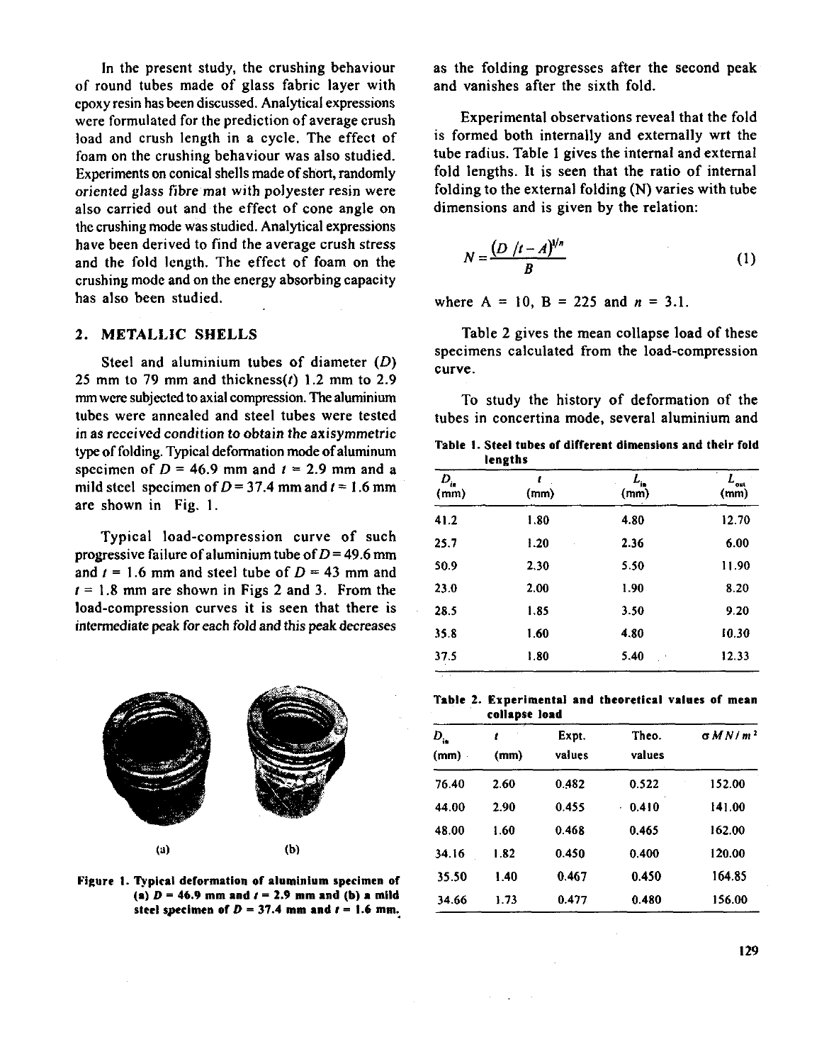In the present study, the crushing behaviour of round tubes made of glass fabric layer with epoxy resin has been discussed. Analytical expressions were formulated for the prediction of average crush load and crush length in a cycle. The effect of foam on the crushing behaviour was also studied. Experiments on conical shells made of short, randomly oriented glass fibre mat with polyester resin were also carried out and the effect of cone angle on the crushing mode was studied. Analytical expressions have been derived to find the average crush stress and the fold length. The effect of foam on the crushing mode and on the energy absorbing capacity has also been studied.

## 2. METALLIC SHELLS

Steel and aluminium tubes of diameter ($D$) 25 mm to 79 mm and thickness($t$) 1.2 mm to 2.9 mm were subjected to axial compression. The aluminium tubes were annealed and steel tubes were tested in as received condition to obtain the axisymmetric type of folding. Typical deformation mode of aluminum specimen of $D$ = 46.9 mm and $t$ = 2.9 mm and a mild steel specimen of $D$ = 37.4 mm and $t$ = 1.6 mm are shown in Fig. 1.

Typical load-compression curve of such progressive failure of aluminium tube of $D$ = 49.6 mm and $t$ = 1.6 mm and steel tube of $D$ = 43 mm and $t$ = 1.8 mm are shown in Figs 2 and 3. From the load-compression curves it is seen that there is intermediate peak for each fold and this peak decreases as the folding progresses after the second peak and vanishes after the sixth fold.

**Figure 1. Typical deformation of aluminium specimen of (a) $D$ = 46.9 mm and $t$ = 2.9 mm and (b) a mild steel specimen of $D$ = 37.4 mm and $t$ = 1.6 mm.**

Experimental observations reveal that the fold is formed both internally and externally wrt the tube radius. Table 1 gives the internal and external fold lengths. It is seen that the ratio of internal folding to the external folding (N) varies with tube dimensions and is given by the relation:

$$N = \frac{(D/t - A)^{1/n}}{B} \tag{1}$$

where A = 10, B = 225 and $n$ = 3.1.

Table 2 gives the mean collapse load of these specimens calculated from the load-compression curve.

To study the history of deformation of the tubes in concertina mode, several aluminium and

**Table 1. Steel tubes of different dimensions and their fold lengths**

| $D_{in}$ (mm) | $t$ (mm) | $L_{in}$ (mm) | $L_{out}$ (mm) |
|---|---|---|---|
| 41.2 | 1.80 | 4.80 | 12.70 |
| 25.7 | 1.20 | 2.36 | 6.00 |
| 50.9 | 2.30 | 5.50 | 11.90 |
| 23.0 | 2.00 | 1.90 | 8.20 |
| 28.5 | 1.85 | 3.50 | 9.20 |
| 35.8 | 1.60 | 4.80 | 10.30 |
| 37.5 | 1.80 | 5.40 | 12.33 |

**Table 2. Experimental and theoretical values of mean collapse load**

| $D_{in}$ (mm) | $t$ (mm) | Expt. values | Theo. values | $\sigma MN/m^2$ |
|---|---|---|---|---|
| 76.40 | 2.60 | 0.482 | 0.522 | 152.00 |
| 44.00 | 2.90 | 0.455 | 0.410 | 141.00 |
| 48.00 | 1.60 | 0.468 | 0.465 | 162.00 |
| 34.16 | 1.82 | 0.450 | 0.400 | 120.00 |
| 35.50 | 1.40 | 0.467 | 0.450 | 164.85 |
| 34.66 | 1.73 | 0.477 | 0.480 | 156.00 |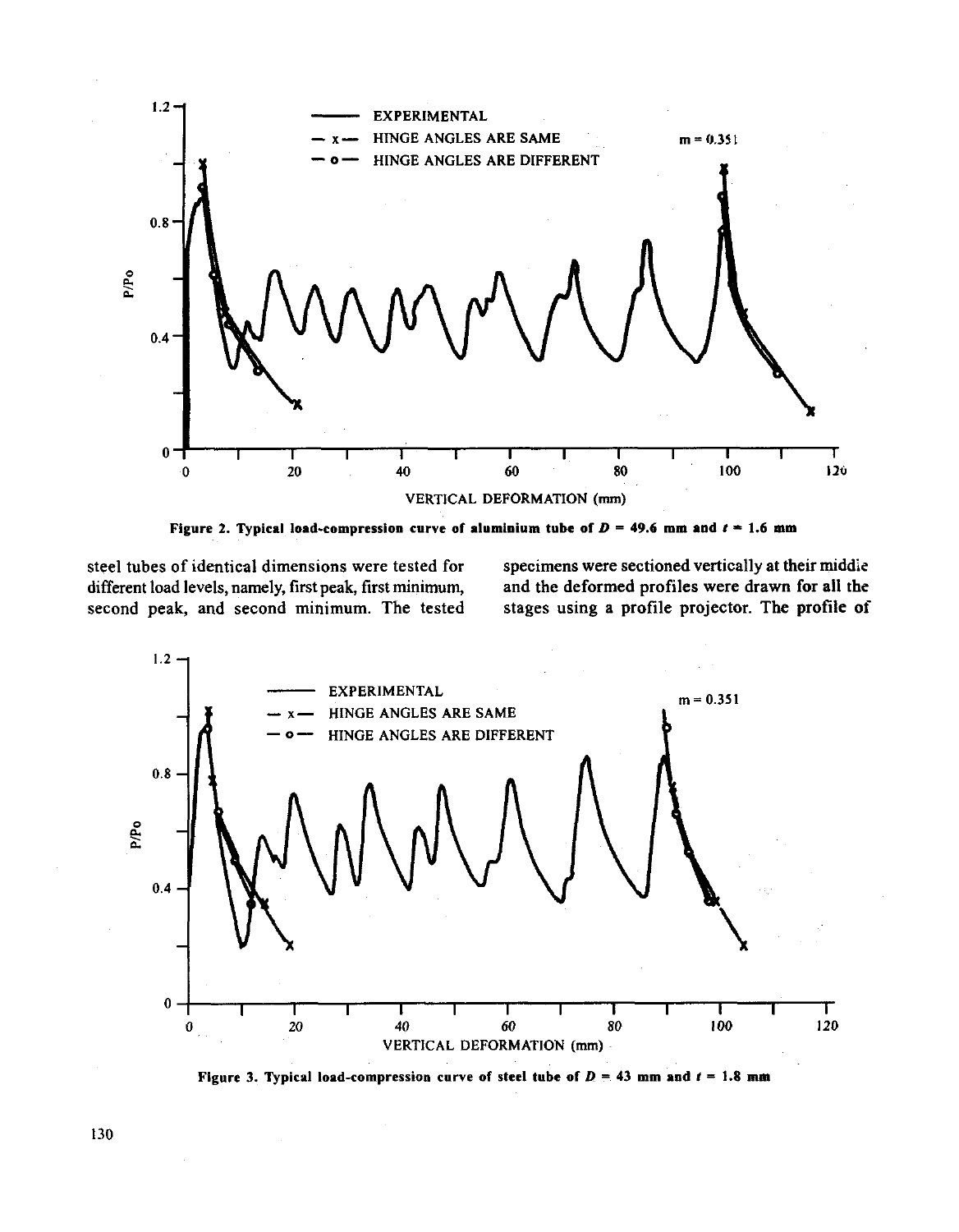Figure 2. Typical load-compression curve of aluminium tube of $D = 49.6$ mm and $t = 1.6$ mm

steel tubes of identical dimensions were tested for different load levels, namely, first peak, first minimum, second peak, and second minimum. The tested specimens were sectioned vertically at their middle and the deformed profiles were drawn for all the stages using a profile projector. The profile of

Figure 3. Typical load-compression curve of steel tube of $D = 43$ mm and $t = 1.8$ mm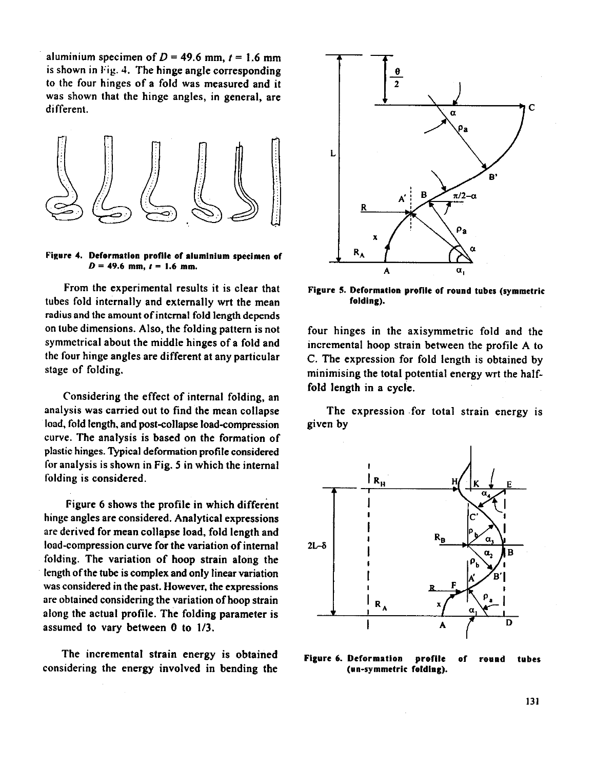aluminium specimen of $D$ = 49.6 mm, $t$ = 1.6 mm is shown in Fig. 4. The hinge angle corresponding to the four hinges of a fold was measured and it was shown that the hinge angles, in general, are different.

**Figure 4. Deformation profile of aluminium specimen of $D$ = 49.6 mm, $t$ = 1.6 mm.**

From the experimental results it is clear that tubes fold internally and externally wrt the mean radius and the amount of internal fold length depends on tube dimensions. Also, the folding pattern is not symmetrical about the middle hinges of a fold and the four hinge angles are different at any particular stage of folding.

Considering the effect of internal folding, an analysis was carried out to find the mean collapse load, fold length, and post-collapse load-compression curve. The analysis is based on the formation of plastic hinges. Typical deformation profile considered for analysis is shown in Fig. 5 in which the internal folding is considered.

Figure 6 shows the profile in which different hinge angles are considered. Analytical expressions are derived for mean collapse load, fold length and load-compression curve for the variation of internal folding. The variation of hoop strain along the length of the tube is complex and only linear variation was considered in the past. However, the expressions are obtained considering the variation of hoop strain along the actual profile. The folding parameter is assumed to vary between 0 to 1/3.

The incremental strain energy is obtained considering the energy involved in bending the four hinges in the axisymmetric fold and the incremental hoop strain between the profile A to C. The expression for fold length is obtained by minimising the total potential energy wrt the half-fold length in a cycle.

**Figure 5. Deformation profile of round tubes (symmetric folding).**

The expression for total strain energy is given by

**Figure 6. Deformation profile of round tubes (un-symmetric folding).**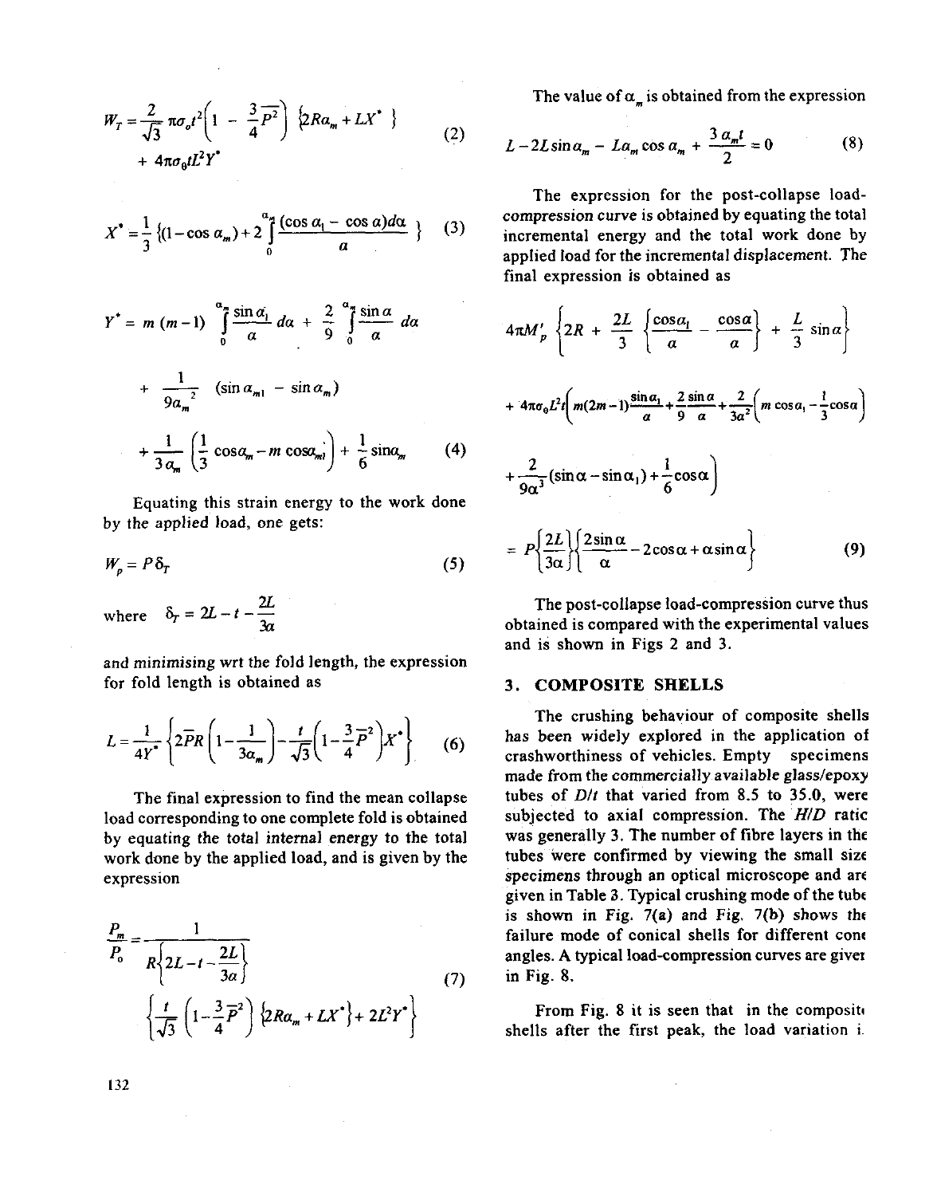$$W_T = \frac{2}{\sqrt{3}} \pi \sigma_o t^2 \left(1 - \frac{3}{4} \overline{P}^2\right) \{2R\alpha_m + LX^*\} + 4\pi\sigma_0 t L^2 Y^* \tag{2}$$

$$X^* = \frac{1}{3} \{(1 - \cos\alpha_m) + 2 \int_0^{\alpha_m} \frac{(\cos\alpha_1 - \cos\alpha) d\alpha}{\alpha} \} \tag{3}$$

$$Y^* = m(m-1) \int_0^{\alpha_m} \frac{\sin\alpha_1}{\alpha} d\alpha + \frac{2}{9} \int_0^{\alpha_m} \frac{\sin\alpha}{\alpha} d\alpha + \frac{1}{9\alpha_m^2} (\sin\alpha_{m1} - \sin\alpha_m) + \frac{1}{3\alpha_m} \left(\frac{1}{3}\cos\alpha_m - m\cos\alpha_{m1}\right) + \frac{1}{6}\sin\alpha_m \tag{4}$$

Equating this strain energy to the work done by the applied load, one gets:

$$W_p = P\delta_T \tag{5}$$

where $\delta_T = 2L - t - \dfrac{2L}{3\alpha}$

and minimising wrt the fold length, the expression for fold length is obtained as

$$L = \frac{1}{4Y^*} \left\{ 2\overline{P}R \left(1 - \frac{1}{3\alpha_m}\right) - \frac{t}{\sqrt{3}} \left(1 - \frac{3}{4}\overline{P}^2\right) X^* \right\} \tag{6}$$

The final expression to find the mean collapse load corresponding to one complete fold is obtained by equating the total internal energy to the total work done by the applied load, and is given by the expression

$$\frac{P_m}{P_o} = \frac{1}{R\left\{2L - t - \dfrac{2L}{3\alpha}\right\}} \left\{ \frac{t}{\sqrt{3}} \left(1 - \frac{3}{4}\overline{P}^2\right) \{2R\alpha_m + LX^*\} + 2L^2 Y^* \right\} \tag{7}$$

The value of $\alpha_m$ is obtained from the expression

$$L - 2L\sin\alpha_m - L\alpha_m\cos\alpha_m + \frac{3\alpha_m t}{2} = 0 \tag{8}$$

The expression for the post-collapse load-compression curve is obtained by equating the total incremental energy and the total work done by applied load for the incremental displacement. The final expression is obtained as

$$4\pi M_p' \left\{ 2R + \frac{2L}{3} \left\{ \frac{\cos\alpha_1}{\alpha} - \frac{\cos\alpha}{\alpha} \right\} + \frac{L}{3}\sin\alpha \right\} + 4\pi\sigma_0 L^2 t \left( m(2m-1)\frac{\sin\alpha_1}{\alpha} + \frac{2}{9}\frac{\sin\alpha}{\alpha} + \frac{2}{3\alpha^2}\left(m\cos\alpha_1 - \frac{1}{3}\cos\alpha\right) + \frac{2}{9\alpha^3}(\sin\alpha - \sin\alpha_1) + \frac{1}{6}\cos\alpha \right)$$

$$= P\left\{\frac{2L}{3\alpha}\right\}\left\{\frac{2\sin\alpha}{\alpha} - 2\cos\alpha + \alpha\sin\alpha\right\} \tag{9}$$

The post-collapse load-compression curve thus obtained is compared with the experimental values and is shown in Figs 2 and 3.

## 3. COMPOSITE SHELLS

The crushing behaviour of composite shells has been widely explored in the application of crashworthiness of vehicles. Empty specimens made from the commercially available glass/epoxy tubes of $D/t$ that varied from 8.5 to 35.0, were subjected to axial compression. The $H/D$ ratio was generally 3. The number of fibre layers in the tubes were confirmed by viewing the small size specimens through an optical microscope and are given in Table 3. Typical crushing mode of the tube is shown in Fig. 7(a) and Fig. 7(b) shows the failure mode of conical shells for different cone angles. A typical load-compression curves are given in Fig. 8.

From Fig. 8 it is seen that in the composite shells after the first peak, the load variation i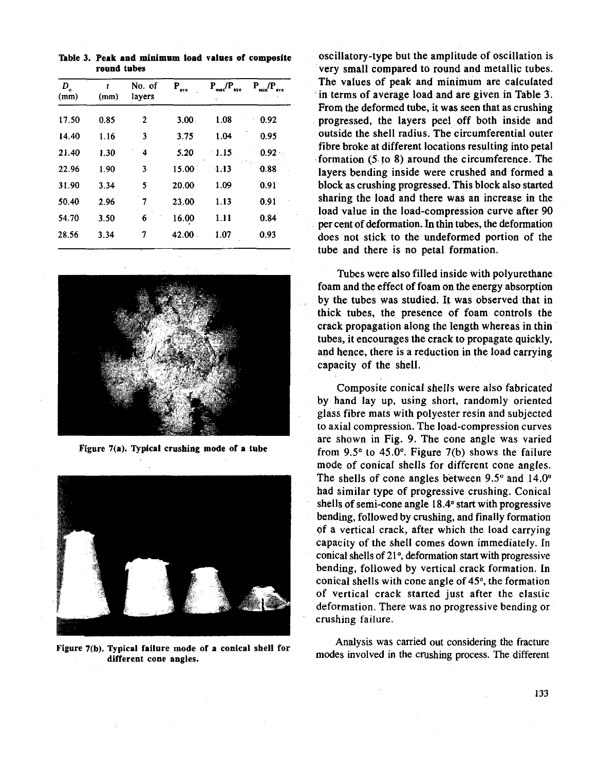**Table 3. Peak and minimum load values of composite round tubes**

| $D_o$ (mm) | $t$ (mm) | No. of layers | $P_{ave}$ | $P_{max}/P_{ave}$ | $P_{min}/P_{ave}$ |
|---|---|---|---|---|---|
| 17.50 | 0.85 | 2 | 3.00 | 1.08 | 0.92 |
| 14.40 | 1.16 | 3 | 3.75 | 1.04 | 0.95 |
| 21.40 | 1.30 | 4 | 5.20 | 1.15 | 0.92 |
| 22.96 | 1.90 | 3 | 15.00 | 1.13 | 0.88 |
| 31.90 | 3.34 | 5 | 20.00 | 1.09 | 0.91 |
| 50.40 | 2.96 | 7 | 23.00 | 1.13 | 0.91 |
| 54.70 | 3.50 | 6 | 16.00 | 1.11 | 0.84 |
| 28.56 | 3.34 | 7 | 42.00 | 1.07 | 0.93 |

Figure 7(a). Typical crushing mode of a tube

Figure 7(b). Typical failure mode of a conical shell for different cone angles.

oscillatory-type but the amplitude of oscillation is very small compared to round and metallic tubes. The values of peak and minimum are calculated in terms of average load and are given in Table 3. From the deformed tube, it was seen that as crushing progressed, the layers peel off both inside and outside the shell radius. The circumferential outer fibre broke at different locations resulting into petal formation (5 to 8) around the circumference. The layers bending inside were crushed and formed a block as crushing progressed. This block also started sharing the load and there was an increase in the load value in the load-compression curve after 90 per cent of deformation. In thin tubes, the deformation does not stick to the undeformed portion of the tube and there is no petal formation.

Tubes were also filled inside with polyurethane foam and the effect of foam on the energy absorption by the tubes was studied. It was observed that in thick tubes, the presence of foam controls the crack propagation along the length whereas in thin tubes, it encourages the crack to propagate quickly, and hence, there is a reduction in the load carrying capacity of the shell.

Composite conical shells were also fabricated by hand lay up, using short, randomly oriented glass fibre mats with polyester resin and subjected to axial compression. The load-compression curves are shown in Fig. 9. The cone angle was varied from 9.5° to 45.0°. Figure 7(b) shows the failure mode of conical shells for different cone angles. The shells of cone angles between 9.5° and 14.0° had similar type of progressive crushing. Conical shells of semi-cone angle 18.4° start with progressive bending, followed by crushing, and finally formation of a vertical crack, after which the load carrying capacity of the shell comes down immediately. In conical shells of 21°, deformation start with progressive bending, followed by vertical crack formation. In conical shells with cone angle of 45°, the formation of vertical crack started just after the elastic deformation. There was no progressive bending or crushing failure.

Analysis was carried out considering the fracture modes involved in the crushing process. The different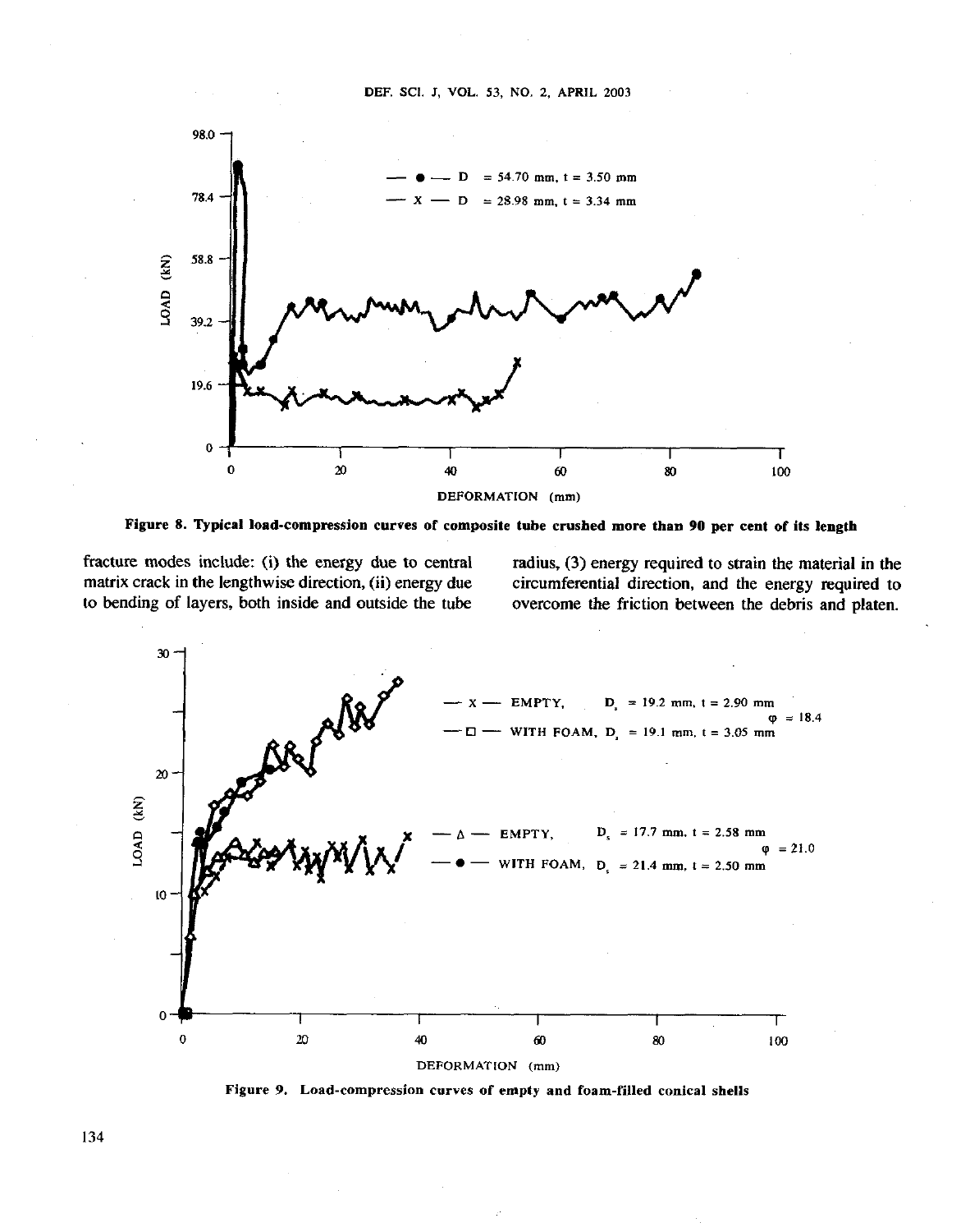Figure 8. Typical load-compression curves of composite tube crushed more than 90 per cent of its length

fracture modes include: (i) the energy due to central matrix crack in the lengthwise direction, (ii) energy due to bending of layers, both inside and outside the tube radius, (3) energy required to strain the material in the circumferential direction, and the energy required to overcome the friction between the debris and platen.

Figure 9. Load-compression curves of empty and foam-filled conical shells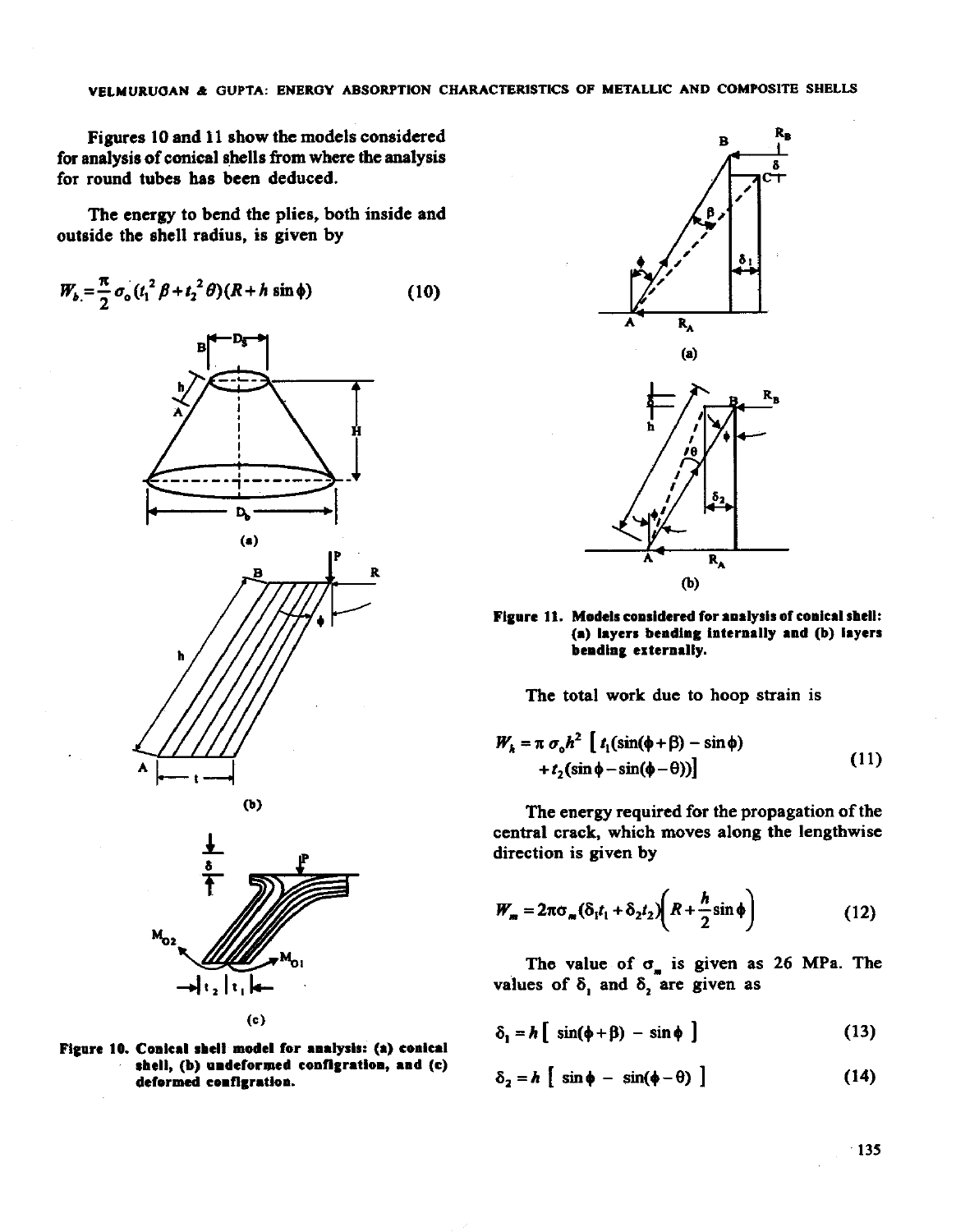Figures 10 and 11 show the models considered for analysis of conical shells from where the analysis for round tubes has been deduced.

The energy to bend the plies, both inside and outside the shell radius, is given by

$$W_b = \frac{\pi}{2}\sigma_0 (t_1^2 \beta + t_2^2 \theta)(R + h \sin\phi) \tag{10}$$

Figure 10. Conical shell model for analysis: (a) conical shell, (b) undeformed configration, and (c) deformed configration.

Figure 11. Models considered for analysis of conical shell: (a) layers bending internally and (b) layers bending externally.

The total work due to hoop strain is

$$W_h = \pi \sigma_0 h^2 \left[ t_1(\sin(\phi+\beta) - \sin\phi) + t_2(\sin\phi - \sin(\phi-\theta)) \right] \tag{11}$$

The energy required for the propagation of the central crack, which moves along the lengthwise direction is given by

$$W_m = 2\pi\sigma_m(\delta_1 t_1 + \delta_2 t_2)\left(R + \frac{h}{2}\sin\phi\right) \tag{12}$$

The value of $\sigma_m$ is given as 26 MPa. The values of $\delta_1$ and $\delta_2$ are given as

$$\delta_1 = h\left[\sin(\phi+\beta) - \sin\phi\right] \tag{13}$$

$$\delta_2 = h\left[\sin\phi - \sin(\phi-\theta)\right] \tag{14}$$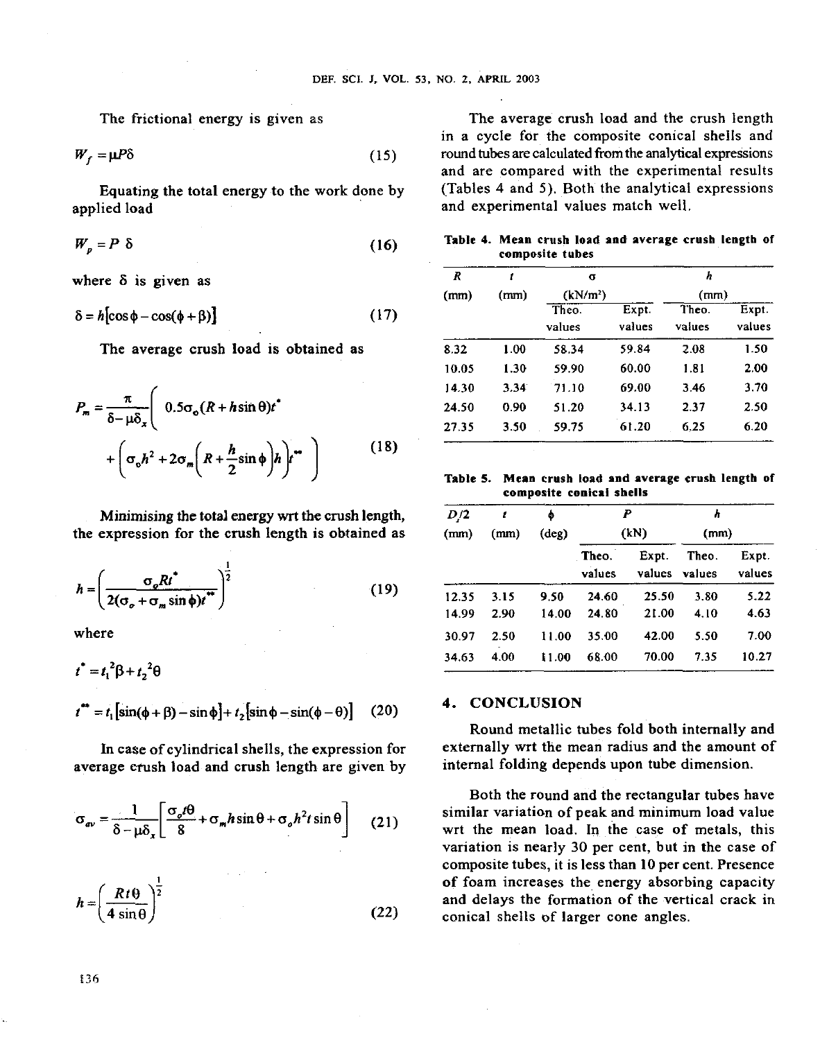The frictional energy is given as

$$W_f = \mu P \delta \tag{15}$$

Equating the total energy to the work done by applied load

$$W_p = P\ \delta \tag{16}$$

where $\delta$ is given as

$$\delta = h[\cos\phi - \cos(\phi+\beta)] \tag{17}$$

The average crush load is obtained as

$$P_m = \frac{\pi}{\delta - \mu\delta_x}\left( 0.5\sigma_o(R + h\sin\theta)t^* + \left(\sigma_o h^2 + 2\sigma_m\left(R + \frac{h}{2}\sin\phi\right)h\right)t^{**}\right) \tag{18}$$

Minimising the total energy wrt the crush length, the expression for the crush length is obtained as

$$h = \left(\frac{\sigma_o R t^*}{2(\sigma_o + \sigma_m \sin\phi)t^{**}}\right)^{\frac{1}{2}} \tag{19}$$

where

$$t^* = t_1^2\beta + t_2^2\theta$$

$$t^{**} = t_1[\sin(\phi+\beta) - \sin\phi] + t_2[\sin\phi - \sin(\phi-\theta)] \tag{20}$$

In case of cylindrical shells, the expression for average crush load and crush length are given by

$$\sigma_{av} = \frac{1}{\delta - \mu\delta_x}\left[\frac{\sigma_o t\theta}{8} + \sigma_m h \sin\theta + \sigma_o h^2 t \sin\theta\right] \tag{21}$$

$$h = \left(\frac{Rt\theta}{4\sin\theta}\right)^{\frac{1}{2}} \tag{22}$$

The average crush load and the crush length in a cycle for the composite conical shells and round tubes are calculated from the analytical expressions and are compared with the experimental results (Tables 4 and 5). Both the analytical expressions and experimental values match well.

**Table 4. Mean crush load and average crush length of composite tubes**

| $R$ (mm) | $t$ (mm) | $\sigma$ (kN/m²) | | $h$ (mm) | |
|---|---|---|---|---|---|
| | | Theo. values | Expt. values | Theo. values | Expt. values |
| 8.32 | 1.00 | 58.34 | 59.84 | 2.08 | 1.50 |
| 10.05 | 1.30 | 59.90 | 60.00 | 1.81 | 2.00 |
| 14.30 | 3.34 | 71.10 | 69.00 | 3.46 | 3.70 |
| 24.50 | 0.90 | 51.20 | 34.13 | 2.37 | 2.50 |
| 27.35 | 3.50 | 59.75 | 61.20 | 6.25 | 6.20 |

**Table 5. Mean crush load and average crush length of composite conical shells**

| $D_i/2$ (mm) | $t$ (mm) | $\phi$ (deg) | $P$ (kN) | | $h$ (mm) | |
|---|---|---|---|---|---|---|
| | | | Theo. values | Expt. values | Theo. values | Expt. values |
| 12.35 | 3.15 | 9.50 | 24.60 | 25.50 | 3.80 | 5.22 |
| 14.99 | 2.90 | 14.00 | 24.80 | 21.00 | 4.10 | 4.63 |
| 30.97 | 2.50 | 11.00 | 35.00 | 42.00 | 5.50 | 7.00 |
| 34.63 | 4.00 | 11.00 | 68.00 | 70.00 | 7.35 | 10.27 |

## 4. CONCLUSION

Round metallic tubes fold both internally and externally wrt the mean radius and the amount of internal folding depends upon tube dimension.

Both the round and the rectangular tubes have similar variation of peak and minimum load value wrt the mean load. In the case of metals, this variation is nearly 30 per cent, but in the case of composite tubes, it is less than 10 per cent. Presence of foam increases the energy absorbing capacity and delays the formation of the vertical crack in conical shells of larger cone angles.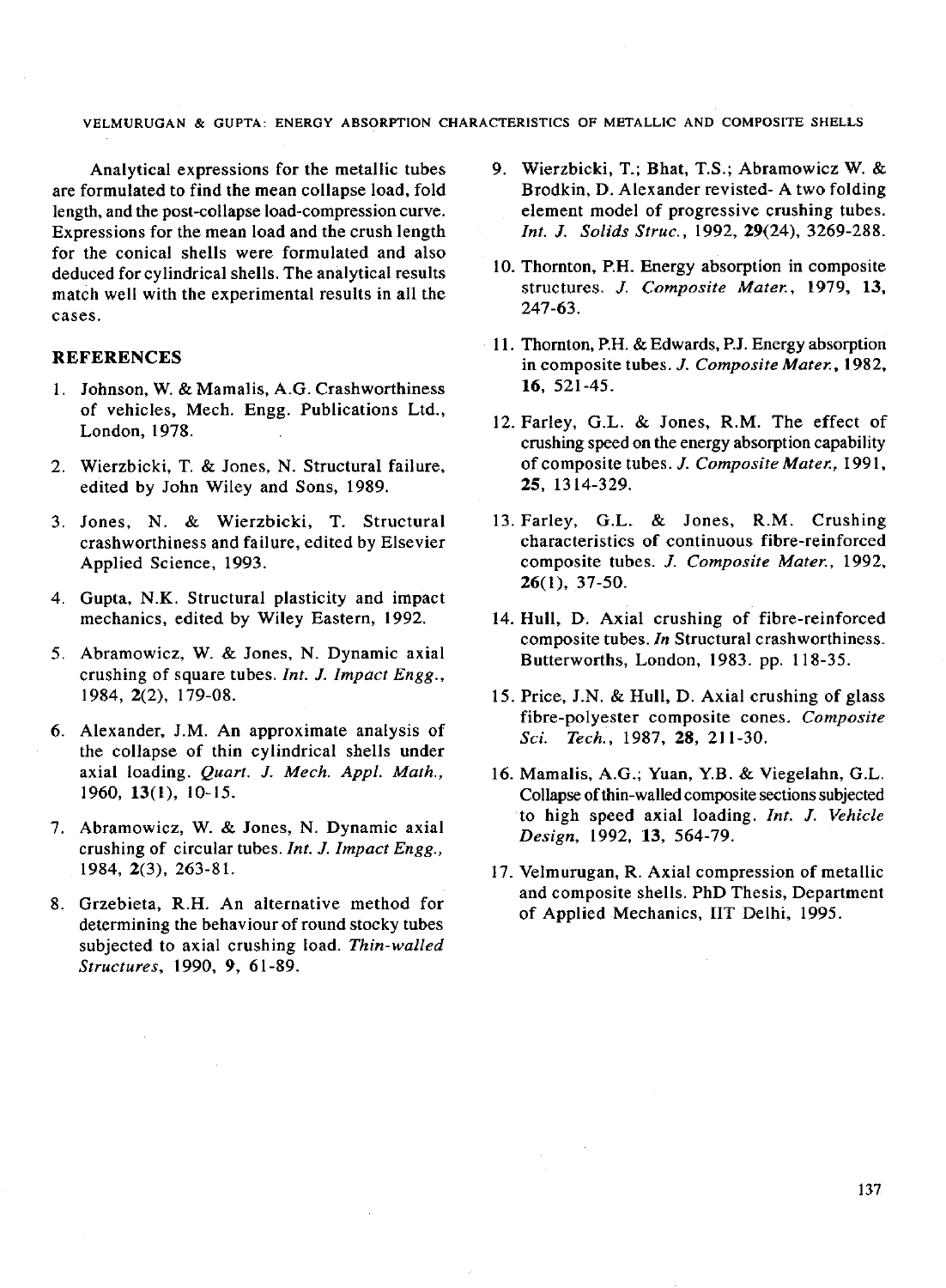Analytical expressions for the metallic tubes are formulated to find the mean collapse load, fold length, and the post-collapse load-compression curve. Expressions for the mean load and the crush length for the conical shells were formulated and also deduced for cylindrical shells. The analytical results match well with the experimental results in all the cases.

## REFERENCES

1. Johnson, W. & Mamalis, A.G. Crashworthiness of vehicles, Mech. Engg. Publications Ltd., London, 1978.
2. Wierzbicki, T. & Jones, N. Structural failure, edited by John Wiley and Sons, 1989.
3. Jones, N. & Wierzbicki, T. Structural crashworthiness and failure, edited by Elsevier Applied Science, 1993.
4. Gupta, N.K. Structural plasticity and impact mechanics, edited by Wiley Eastern, 1992.
5. Abramowicz, W. & Jones, N. Dynamic axial crushing of square tubes. *Int. J. Impact Engg.*, 1984, **2**(2), 179-08.
6. Alexander, J.M. An approximate analysis of the collapse of thin cylindrical shells under axial loading. *Quart. J. Mech. Appl. Math.*, 1960, **13**(1), 10-15.
7. Abramowicz, W. & Jones, N. Dynamic axial crushing of circular tubes. *Int. J. Impact Engg.*, 1984, **2**(3), 263-81.
8. Grzebieta, R.H. An alternative method for determining the behaviour of round stocky tubes subjected to axial crushing load. *Thin-walled Structures*, 1990, **9**, 61-89.
9. Wierzbicki, T.; Bhat, T.S.; Abramowicz W. & Brodkin, D. Alexander revisted- A two folding element model of progressive crushing tubes. *Int. J. Solids Struc.*, 1992, **29**(24), 3269-288.
10. Thornton, P.H. Energy absorption in composite structures. *J. Composite Mater.*, 1979, **13**, 247-63.
11. Thornton, P.H. & Edwards, P.J. Energy absorption in composite tubes. *J. Composite Mater.*, 1982, **16**, 521-45.
12. Farley, G.L. & Jones, R.M. The effect of crushing speed on the energy absorption capability of composite tubes. *J. Composite Mater.*, 1991, **25**, 1314-329.
13. Farley, G.L. & Jones, R.M. Crushing characteristics of continuous fibre-reinforced composite tubes. *J. Composite Mater.*, 1992, **26**(1), 37-50.
14. Hull, D. Axial crushing of fibre-reinforced composite tubes. *In* Structural crashworthiness. Butterworths, London, 1983. pp. 118-35.
15. Price, J.N. & Hull, D. Axial crushing of glass fibre-polyester composite cones. *Composite Sci. Tech.*, 1987, **28**, 211-30.
16. Mamalis, A.G.; Yuan, Y.B. & Viegelahn, G.L. Collapse of thin-walled composite sections subjected to high speed axial loading. *Int. J. Vehicle Design*, 1992, **13**, 564-79.
17. Velmurugan, R. Axial compression of metallic and composite shells. PhD Thesis, Department of Applied Mechanics, IIT Delhi, 1995.